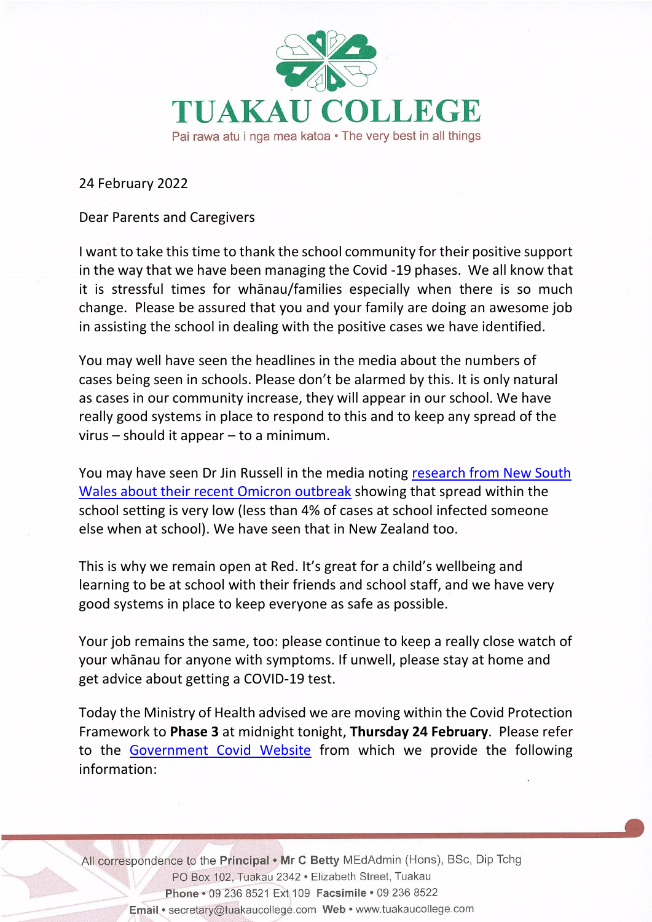# TUAKAU COLLEGE

Pai rawa atu i nga mea katoa • The very best in all things

24 February 2022

Dear Parents and Caregivers

I want to take this time to thank the school community for their positive support in the way that we have been managing the Covid -19 phases. We all know that it is stressful times for whānau/families especially when there is so much change. Please be assured that you and your family are doing an awesome job in assisting the school in dealing with the positive cases we have identified.

You may well have seen the headlines in the media about the numbers of cases being seen in schools. Please don't be alarmed by this. It is only natural as cases in our community increase, they will appear in our school. We have really good systems in place to respond to this and to keep any spread of the virus – should it appear – to a minimum.

You may have seen Dr Jin Russell in the media noting research from New South Wales about their recent Omicron outbreak showing that spread within the school setting is very low (less than 4% of cases at school infected someone else when at school). We have seen that in New Zealand too.

This is why we remain open at Red. It's great for a child's wellbeing and learning to be at school with their friends and school staff, and we have very good systems in place to keep everyone as safe as possible.

Your job remains the same, too: please continue to keep a really close watch of your whānau for anyone with symptoms. If unwell, please stay at home and get advice about getting a COVID-19 test.

Today the Ministry of Health advised we are moving within the Covid Protection Framework to **Phase 3** at midnight tonight, **Thursday 24 February**. Please refer to the Government Covid Website from which we provide the following information:

All correspondence to the **Principal** • **Mr C Betty** MEdAdmin (Hons), BSc, Dip Tchg
PO Box 102, Tuakau 2342 • Elizabeth Street, Tuakau
**Phone** • 09 236 8521 Ext 109 **Facsimile** • 09 236 8522
**Email** • secretary@tuakaucollege.com **Web** • www.tuakaucollege.com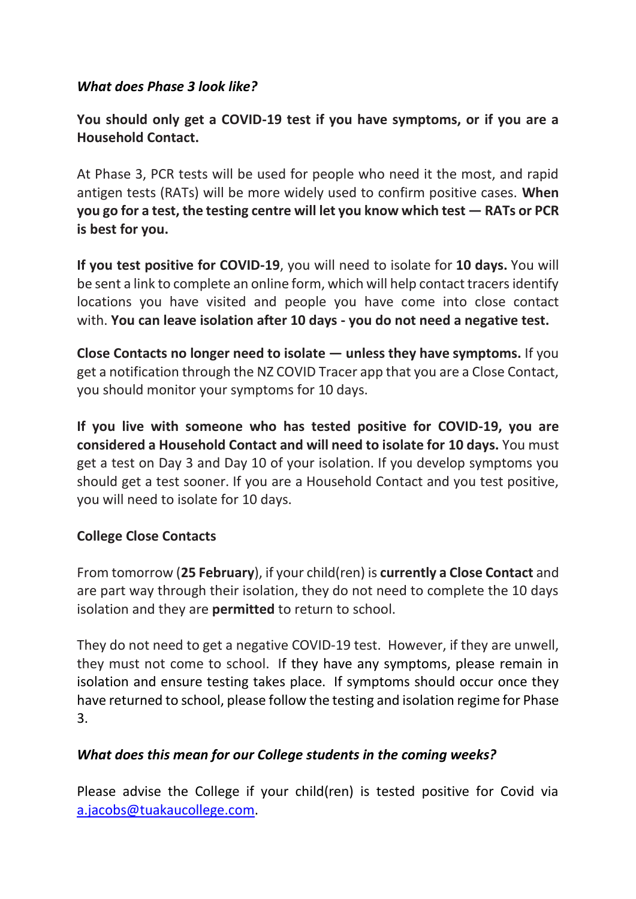*What does Phase 3 look like?*

**You should only get a COVID-19 test if you have symptoms, or if you are a Household Contact.**

At Phase 3, PCR tests will be used for people who need it the most, and rapid antigen tests (RATs) will be more widely used to confirm positive cases. **When you go for a test, the testing centre will let you know which test — RATs or PCR is best for you.**

**If you test positive for COVID-19**, you will need to isolate for **10 days.** You will be sent a link to complete an online form, which will help contact tracers identify locations you have visited and people you have come into close contact with. **You can leave isolation after 10 days - you do not need a negative test.**

**Close Contacts no longer need to isolate — unless they have symptoms.** If you get a notification through the NZ COVID Tracer app that you are a Close Contact, you should monitor your symptoms for 10 days.

**If you live with someone who has tested positive for COVID-19, you are considered a Household Contact and will need to isolate for 10 days.** You must get a test on Day 3 and Day 10 of your isolation. If you develop symptoms you should get a test sooner. If you are a Household Contact and you test positive, you will need to isolate for 10 days.

**College Close Contacts**

From tomorrow (**25 February**), if your child(ren) is **currently a Close Contact** and are part way through their isolation, they do not need to complete the 10 days isolation and they are **permitted** to return to school.

They do not need to get a negative COVID-19 test. However, if they are unwell, they must not come to school. If they have any symptoms, please remain in isolation and ensure testing takes place. If symptoms should occur once they have returned to school, please follow the testing and isolation regime for Phase 3.

***What does this mean for our College students in the coming weeks?***

Please advise the College if your child(ren) is tested positive for Covid via a.jacobs@tuakaucollege.com.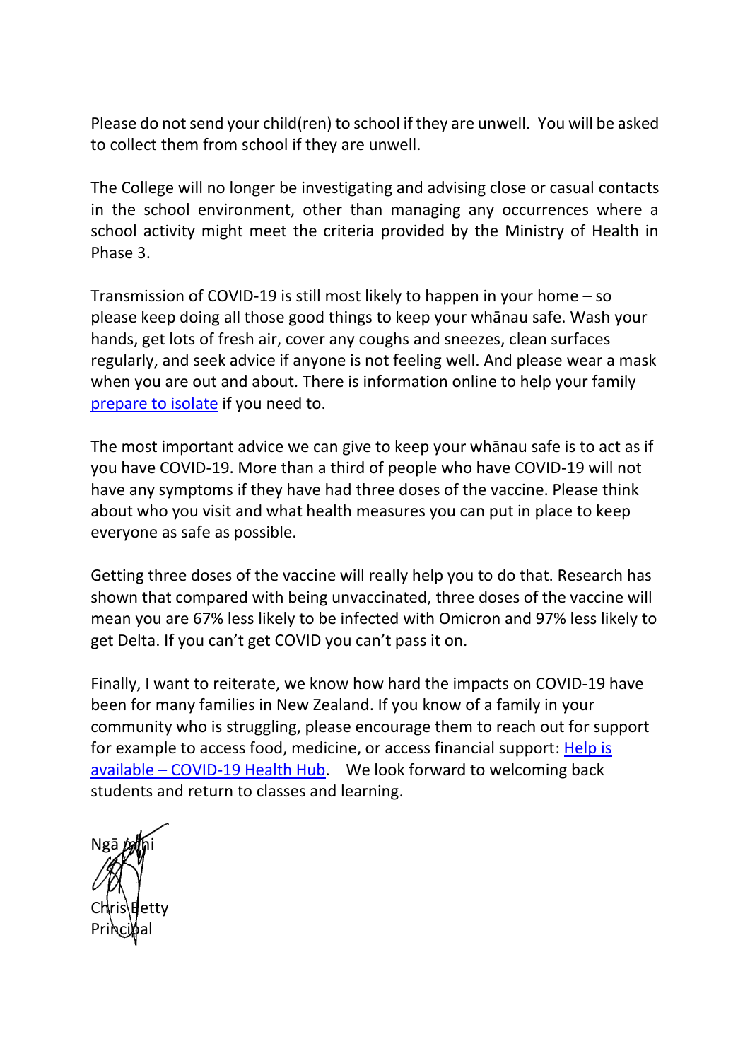Please do not send your child(ren) to school if they are unwell. You will be asked to collect them from school if they are unwell.

The College will no longer be investigating and advising close or casual contacts in the school environment, other than managing any occurrences where a school activity might meet the criteria provided by the Ministry of Health in Phase 3.

Transmission of COVID-19 is still most likely to happen in your home – so please keep doing all those good things to keep your whānau safe. Wash your hands, get lots of fresh air, cover any coughs and sneezes, clean surfaces regularly, and seek advice if anyone is not feeling well. And please wear a mask when you are out and about. There is information online to help your family prepare to isolate if you need to.

The most important advice we can give to keep your whānau safe is to act as if you have COVID-19. More than a third of people who have COVID-19 will not have any symptoms if they have had three doses of the vaccine. Please think about who you visit and what health measures you can put in place to keep everyone as safe as possible.

Getting three doses of the vaccine will really help you to do that. Research has shown that compared with being unvaccinated, three doses of the vaccine will mean you are 67% less likely to be infected with Omicron and 97% less likely to get Delta. If you can't get COVID you can't pass it on.

Finally, I want to reiterate, we know how hard the impacts on COVID-19 have been for many families in New Zealand. If you know of a family in your community who is struggling, please encourage them to reach out for support for example to access food, medicine, or access financial support: Help is available – COVID-19 Health Hub. We look forward to welcoming back students and return to classes and learning.

Ngā mihi

Chris Betty
Principal